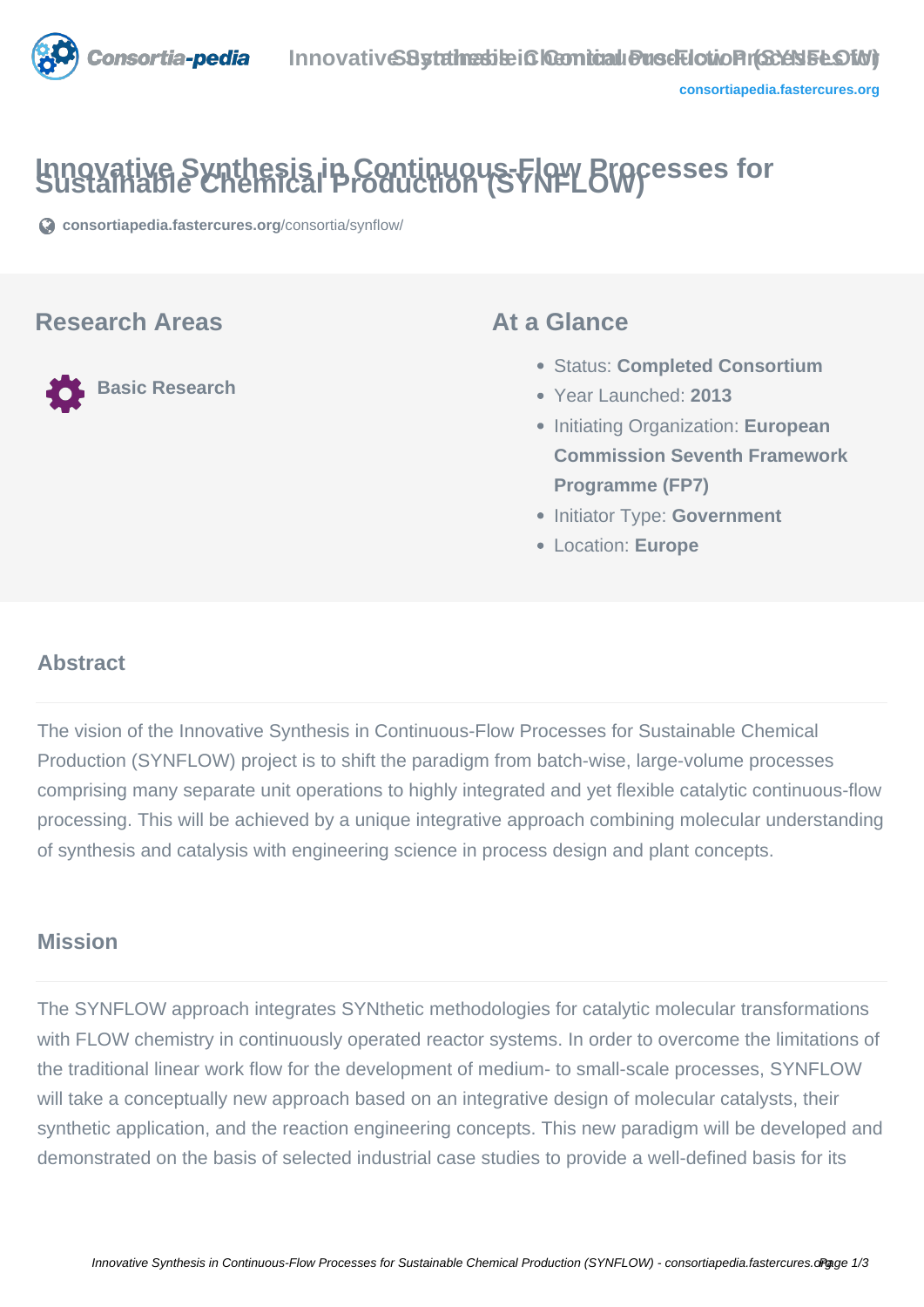# Innovative Synthesis in Continuous-Flow Processes for Sustainable Chemical Production (SYNFLOW)

consortiapedia.fastercures.org/consortia/synflow/

## Research Areas

Basic Research

## At a Glance

- Status: **Completed Consortium**
- Year Launched: **2013**
- Initiating Organization: **European Commission Seventh Framework Programme (FP7)**
- Initiator Type: **Government**
- Location: **Europe**

## Abstract

The vision of the Innovative Synthesis in Continuous-Flow Processes for Sustainable Chemical Production (SYNFLOW) project is to shift the paradigm from batch-wise, large-volume processes comprising many separate unit operations to highly integrated and yet flexible catalytic continuous-flow processing. This will be achieved by a unique integrative approach combining molecular understanding of synthesis and catalysis with engineering science in process design and plant concepts.

## Mission

The SYNFLOW approach integrates SYNthetic methodologies for catalytic molecular transformations with FLOW chemistry in continuously operated reactor systems. In order to overcome the limitations of the traditional linear work flow for the development of medium- to small-scale processes, SYNFLOW will take a conceptually new approach based on an integrative design of molecular catalysts, their synthetic application, and the reaction engineering concepts. This new paradigm will be developed and demonstrated on the basis of selected industrial case studies to provide a well-defined basis for its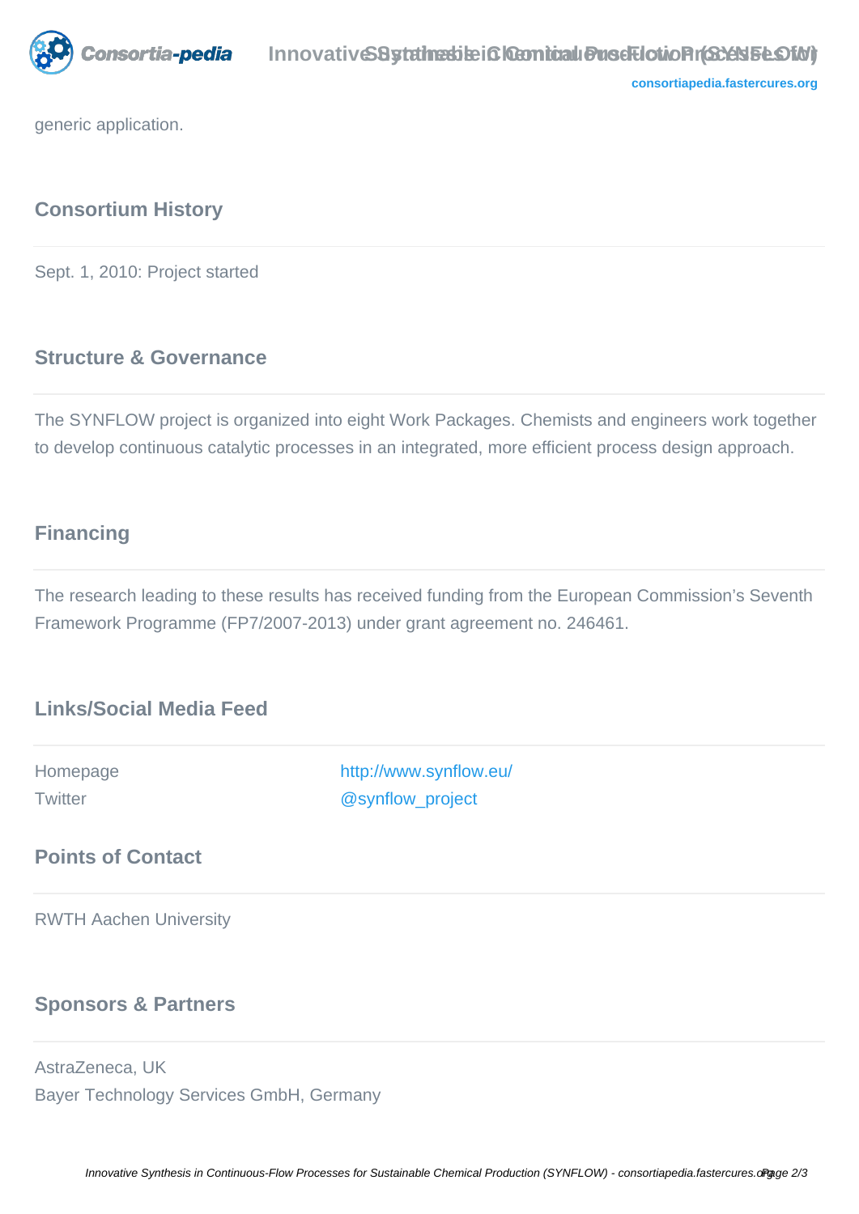generic application.

## Consortium History

Sept. 1, 2010: Project started

## Structure & Governance

The SYNFLOW project is organized into eight Work Packages. Chemists and engineers work together to develop continuous catalytic processes in an integrated, more efficient process design approach.

## Financing

The research leading to these results has received funding from the European Commission's Seventh Framework Programme (FP7/2007-2013) under grant agreement no. 246461.

## Links/Social Media Feed

| | |
|---|---|
| Homepage | http://www.synflow.eu/ |
| Twitter | @synflow_project |

## Points of Contact

RWTH Aachen University

## Sponsors & Partners

AstraZeneca, UK
Bayer Technology Services GmbH, Germany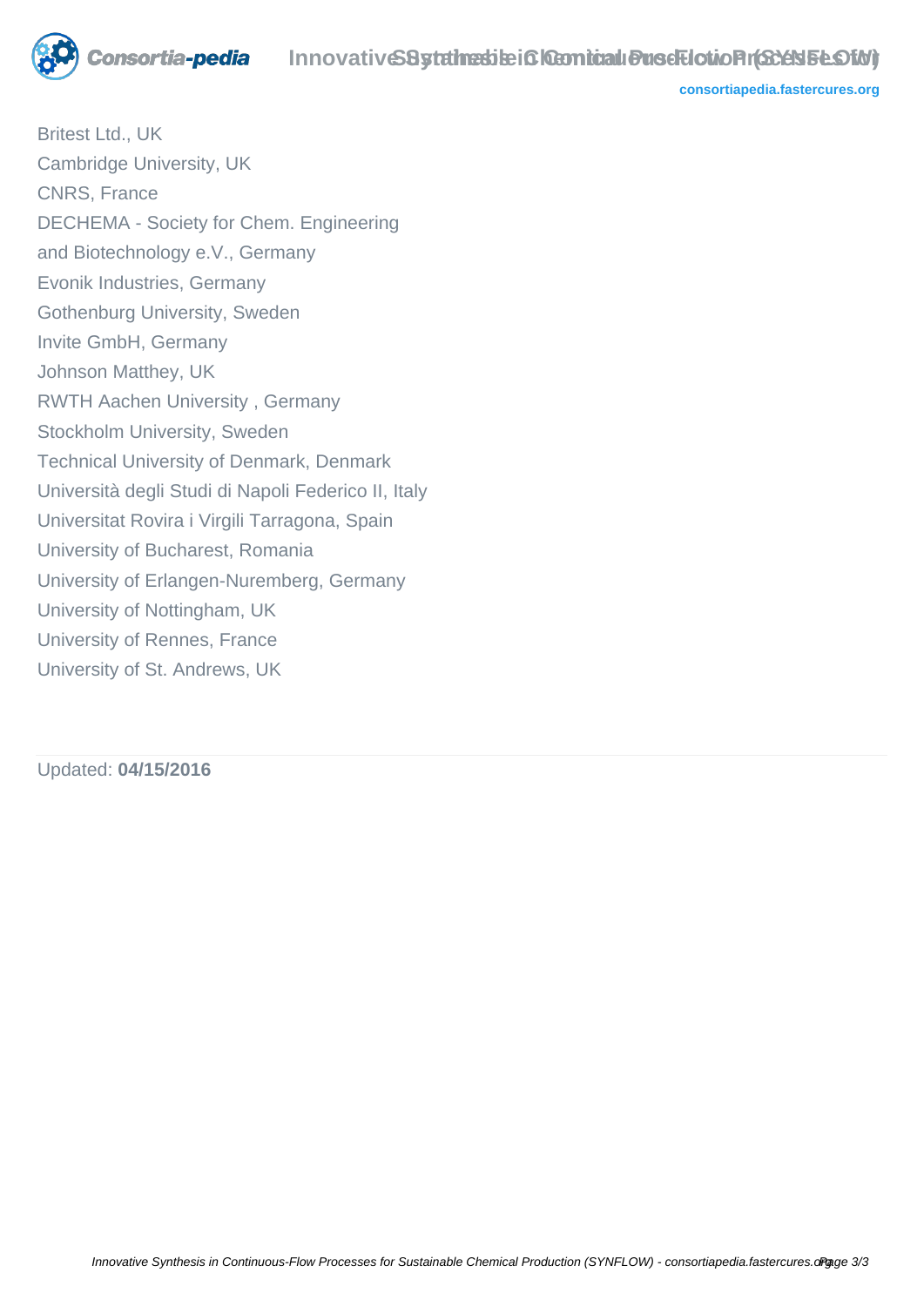Britest Ltd., UK
Cambridge University, UK
CNRS, France
DECHEMA - Society for Chem. Engineering
and Biotechnology e.V., Germany
Evonik Industries, Germany
Gothenburg University, Sweden
Invite GmbH, Germany
Johnson Matthey, UK
RWTH Aachen University , Germany
Stockholm University, Sweden
Technical University of Denmark, Denmark
Università degli Studi di Napoli Federico II, Italy
Universitat Rovira i Virgili Tarragona, Spain
University of Bucharest, Romania
University of Erlangen-Nuremberg, Germany
University of Nottingham, UK
University of Rennes, France
University of St. Andrews, UK

Updated: **04/15/2016**